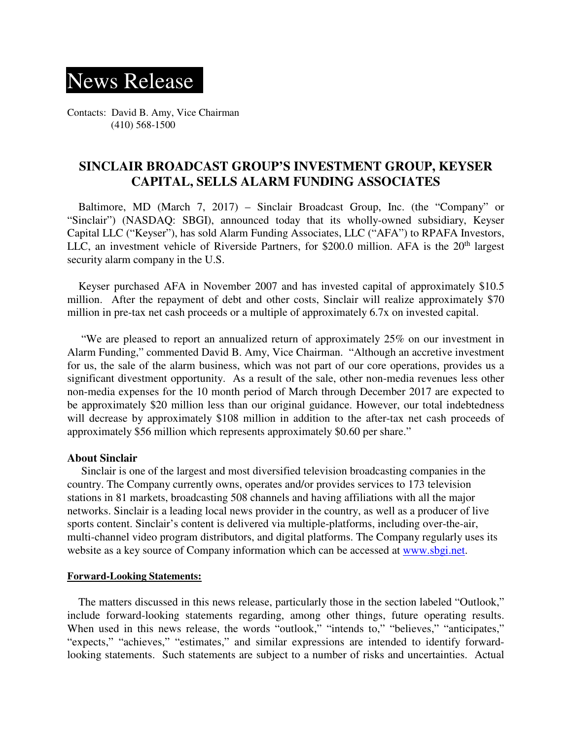# News Release

Contacts: David B. Amy, Vice Chairman
(410) 568-1500

## SINCLAIR BROADCAST GROUP'S INVESTMENT GROUP, KEYSER CAPITAL, SELLS ALARM FUNDING ASSOCIATES

Baltimore, MD (March 7, 2017) – Sinclair Broadcast Group, Inc. (the "Company" or "Sinclair") (NASDAQ: SBGI), announced today that its wholly-owned subsidiary, Keyser Capital LLC ("Keyser"), has sold Alarm Funding Associates, LLC ("AFA") to RPAFA Investors, LLC, an investment vehicle of Riverside Partners, for $200.0 million. AFA is the 20th largest security alarm company in the U.S.

Keyser purchased AFA in November 2007 and has invested capital of approximately $10.5 million. After the repayment of debt and other costs, Sinclair will realize approximately $70 million in pre-tax net cash proceeds or a multiple of approximately 6.7x on invested capital.

"We are pleased to report an annualized return of approximately 25% on our investment in Alarm Funding," commented David B. Amy, Vice Chairman. "Although an accretive investment for us, the sale of the alarm business, which was not part of our core operations, provides us a significant divestment opportunity. As a result of the sale, other non-media revenues less other non-media expenses for the 10 month period of March through December 2017 are expected to be approximately $20 million less than our original guidance. However, our total indebtedness will decrease by approximately $108 million in addition to the after-tax net cash proceeds of approximately $56 million which represents approximately $0.60 per share."

**About Sinclair**

Sinclair is one of the largest and most diversified television broadcasting companies in the country. The Company currently owns, operates and/or provides services to 173 television stations in 81 markets, broadcasting 508 channels and having affiliations with all the major networks. Sinclair is a leading local news provider in the country, as well as a producer of live sports content. Sinclair's content is delivered via multiple-platforms, including over-the-air, multi-channel video program distributors, and digital platforms. The Company regularly uses its website as a key source of Company information which can be accessed at www.sbgi.net.

**Forward-Looking Statements:**

The matters discussed in this news release, particularly those in the section labeled "Outlook," include forward-looking statements regarding, among other things, future operating results. When used in this news release, the words "outlook," "intends to," "believes," "anticipates," "expects," "achieves," "estimates," and similar expressions are intended to identify forward-looking statements. Such statements are subject to a number of risks and uncertainties. Actual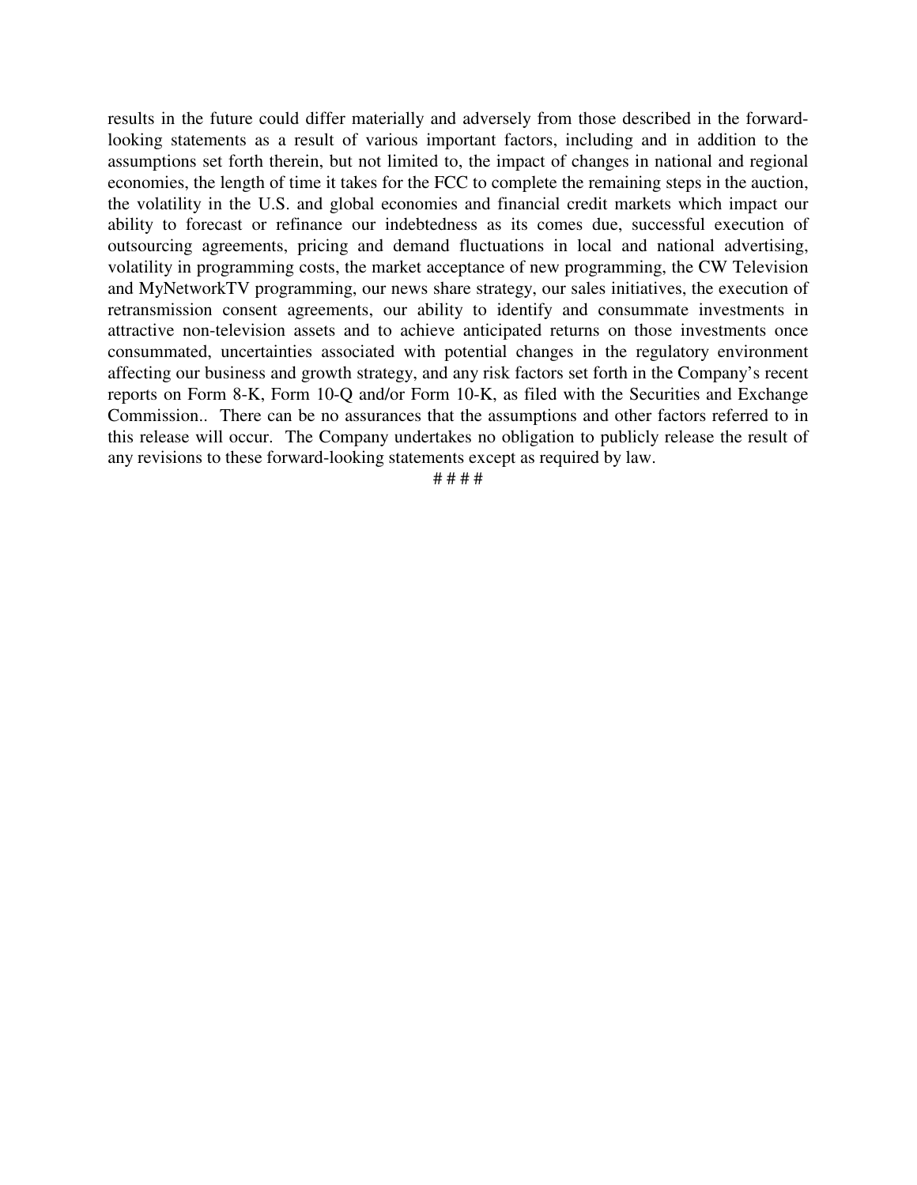results in the future could differ materially and adversely from those described in the forward-looking statements as a result of various important factors, including and in addition to the assumptions set forth therein, but not limited to, the impact of changes in national and regional economies, the length of time it takes for the FCC to complete the remaining steps in the auction, the volatility in the U.S. and global economies and financial credit markets which impact our ability to forecast or refinance our indebtedness as its comes due, successful execution of outsourcing agreements, pricing and demand fluctuations in local and national advertising, volatility in programming costs, the market acceptance of new programming, the CW Television and MyNetworkTV programming, our news share strategy, our sales initiatives, the execution of retransmission consent agreements, our ability to identify and consummate investments in attractive non-television assets and to achieve anticipated returns on those investments once consummated, uncertainties associated with potential changes in the regulatory environment affecting our business and growth strategy, and any risk factors set forth in the Company's recent reports on Form 8-K, Form 10-Q and/or Form 10-K, as filed with the Securities and Exchange Commission.. There can be no assurances that the assumptions and other factors referred to in this release will occur. The Company undertakes no obligation to publicly release the result of any revisions to these forward-looking statements except as required by law.

# # # #